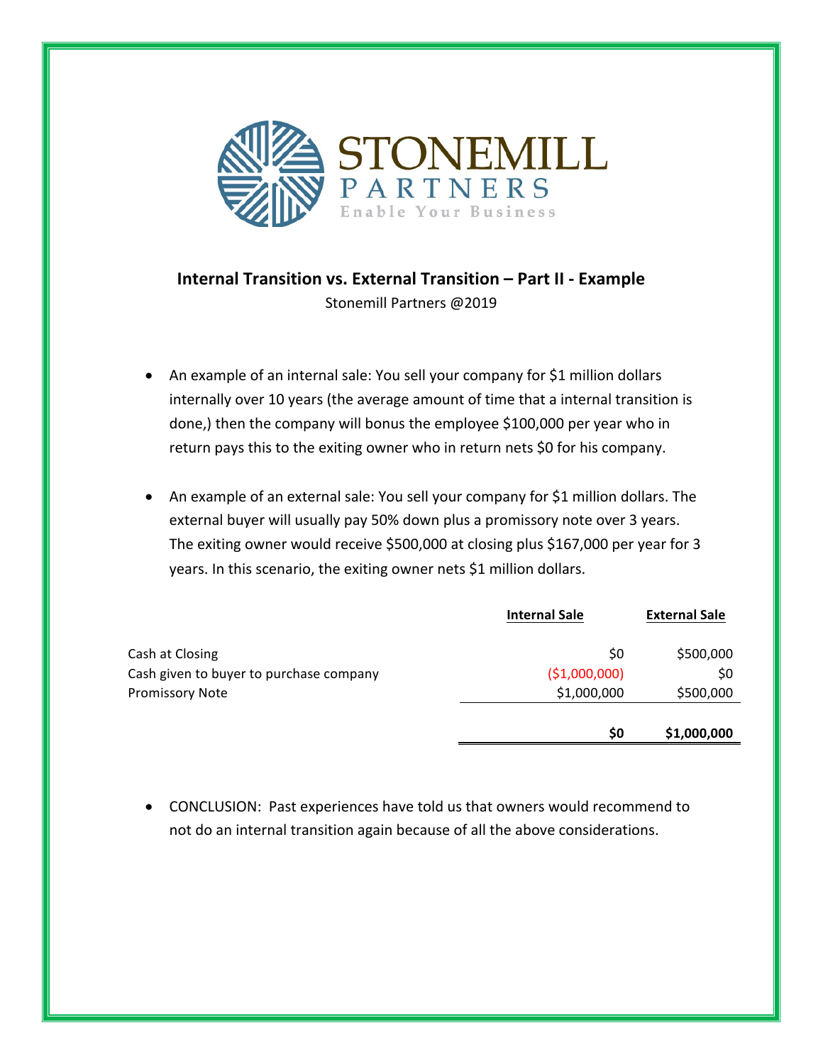STONEMILL PARTNERS

Enable Your Business

## Internal Transition vs. External Transition – Part II - Example

Stonemill Partners @2019

- An example of an internal sale: You sell your company for $1 million dollars internally over 10 years (the average amount of time that a internal transition is done,) then the company will bonus the employee $100,000 per year who in return pays this to the exiting owner who in return nets $0 for his company.
- An example of an external sale: You sell your company for $1 million dollars. The external buyer will usually pay 50% down plus a promissory note over 3 years. The exiting owner would receive $500,000 at closing plus $167,000 per year for 3 years. In this scenario, the exiting owner nets $1 million dollars.

| | Internal Sale | External Sale |
|---|---|---|
| Cash at Closing | $0 | $500,000 |
| Cash given to buyer to purchase company | ($1,000,000) | $0 |
| Promissory Note | $1,000,000 | $500,000 |
| | **$0** | **$1,000,000** |

- CONCLUSION: Past experiences have told us that owners would recommend to not do an internal transition again because of all the above considerations.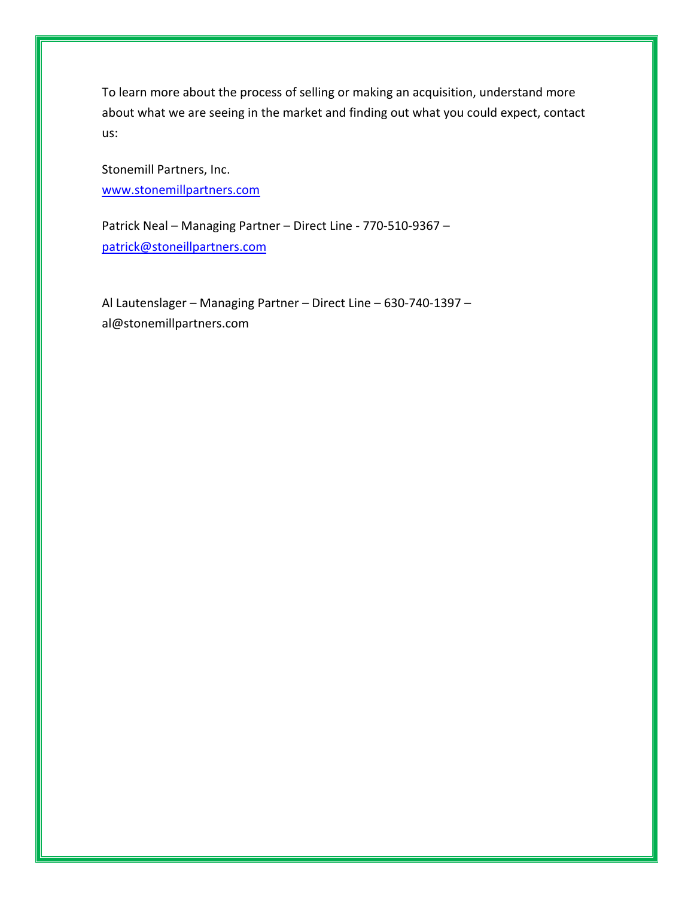To learn more about the process of selling or making an acquisition, understand more about what we are seeing in the market and finding out what you could expect, contact us:

Stonemill Partners, Inc.
www.stonemillpartners.com

Patrick Neal – Managing Partner – Direct Line - 770-510-9367 – patrick@stoneillpartners.com

Al Lautenslager – Managing Partner – Direct Line – 630-740-1397 – al@stonemillpartners.com